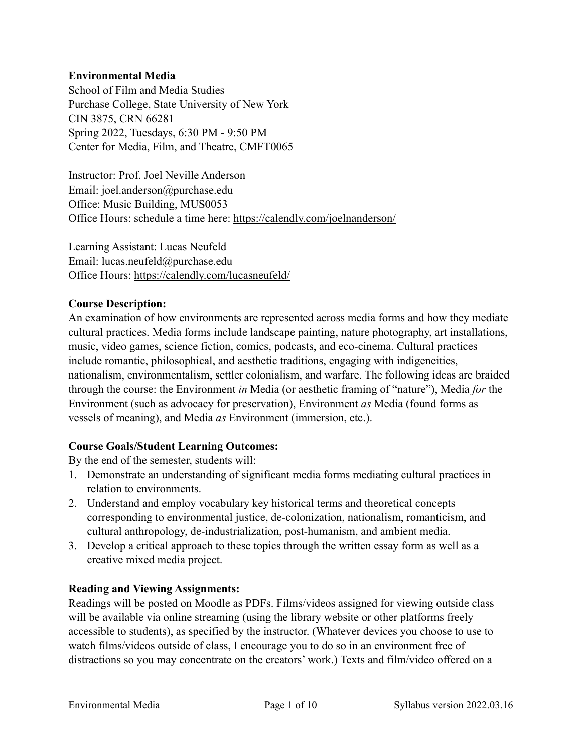**Environmental Media**
School of Film and Media Studies
Purchase College, State University of New York
CIN 3875, CRN 66281
Spring 2022, Tuesdays, 6:30 PM - 9:50 PM
Center for Media, Film, and Theatre, CMFT0065

Instructor: Prof. Joel Neville Anderson
Email: joel.anderson@purchase.edu
Office: Music Building, MUS0053
Office Hours: schedule a time here: https://calendly.com/joelnanderson/

Learning Assistant: Lucas Neufeld
Email: lucas.neufeld@purchase.edu
Office Hours: https://calendly.com/lucasneufeld/

**Course Description:**
An examination of how environments are represented across media forms and how they mediate cultural practices. Media forms include landscape painting, nature photography, art installations, music, video games, science fiction, comics, podcasts, and eco-cinema. Cultural practices include romantic, philosophical, and aesthetic traditions, engaging with indigeneities, nationalism, environmentalism, settler colonialism, and warfare. The following ideas are braided through the course: the Environment *in* Media (or aesthetic framing of "nature"), Media *for* the Environment (such as advocacy for preservation), Environment *as* Media (found forms as vessels of meaning), and Media *as* Environment (immersion, etc.).

**Course Goals/Student Learning Outcomes:**
By the end of the semester, students will:
1. Demonstrate an understanding of significant media forms mediating cultural practices in relation to environments.
2. Understand and employ vocabulary key historical terms and theoretical concepts corresponding to environmental justice, de-colonization, nationalism, romanticism, and cultural anthropology, de-industrialization, post-humanism, and ambient media.
3. Develop a critical approach to these topics through the written essay form as well as a creative mixed media project.

**Reading and Viewing Assignments:**
Readings will be posted on Moodle as PDFs. Films/videos assigned for viewing outside class will be available via online streaming (using the library website or other platforms freely accessible to students), as specified by the instructor. (Whatever devices you choose to use to watch films/videos outside of class, I encourage you to do so in an environment free of distractions so you may concentrate on the creators' work.) Texts and film/video offered on a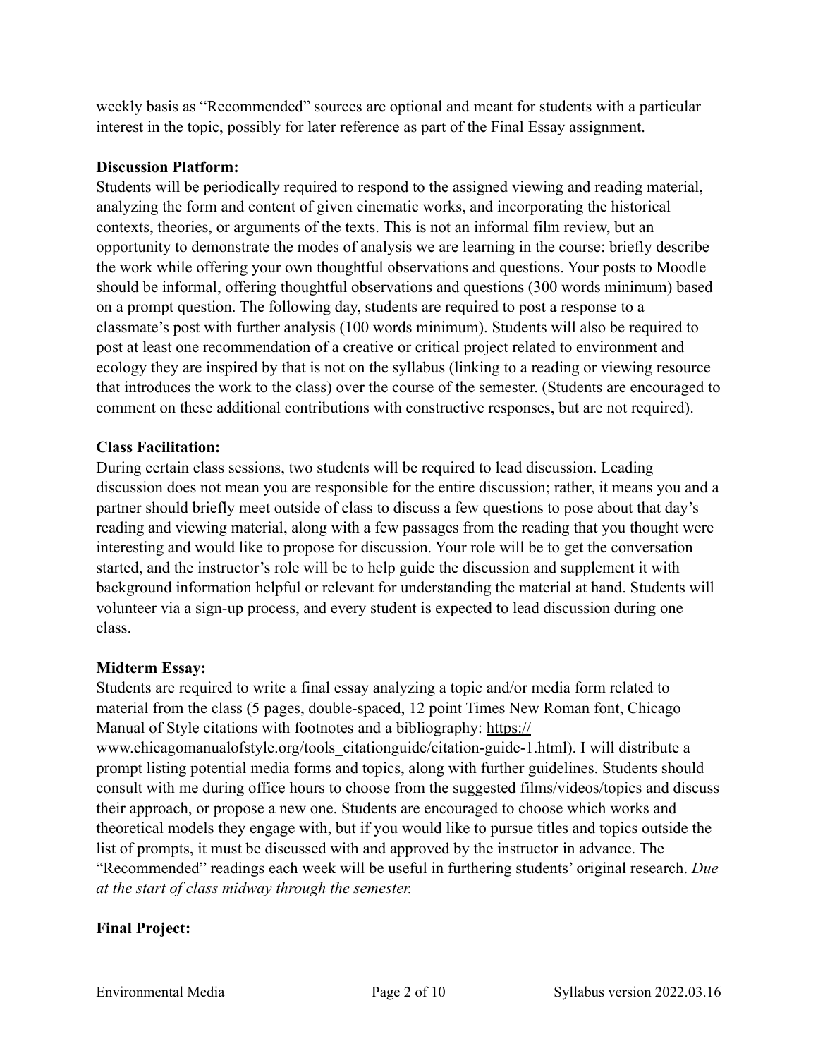weekly basis as "Recommended" sources are optional and meant for students with a particular interest in the topic, possibly for later reference as part of the Final Essay assignment.

**Discussion Platform:**
Students will be periodically required to respond to the assigned viewing and reading material, analyzing the form and content of given cinematic works, and incorporating the historical contexts, theories, or arguments of the texts. This is not an informal film review, but an opportunity to demonstrate the modes of analysis we are learning in the course: briefly describe the work while offering your own thoughtful observations and questions. Your posts to Moodle should be informal, offering thoughtful observations and questions (300 words minimum) based on a prompt question. The following day, students are required to post a response to a classmate's post with further analysis (100 words minimum). Students will also be required to post at least one recommendation of a creative or critical project related to environment and ecology they are inspired by that is not on the syllabus (linking to a reading or viewing resource that introduces the work to the class) over the course of the semester. (Students are encouraged to comment on these additional contributions with constructive responses, but are not required).

**Class Facilitation:**
During certain class sessions, two students will be required to lead discussion. Leading discussion does not mean you are responsible for the entire discussion; rather, it means you and a partner should briefly meet outside of class to discuss a few questions to pose about that day's reading and viewing material, along with a few passages from the reading that you thought were interesting and would like to propose for discussion. Your role will be to get the conversation started, and the instructor's role will be to help guide the discussion and supplement it with background information helpful or relevant for understanding the material at hand. Students will volunteer via a sign-up process, and every student is expected to lead discussion during one class.

**Midterm Essay:**
Students are required to write a final essay analyzing a topic and/or media form related to material from the class (5 pages, double-spaced, 12 point Times New Roman font, Chicago Manual of Style citations with footnotes and a bibliography: https://www.chicagomanualofstyle.org/tools_citationguide/citation-guide-1.html). I will distribute a prompt listing potential media forms and topics, along with further guidelines. Students should consult with me during office hours to choose from the suggested films/videos/topics and discuss their approach, or propose a new one. Students are encouraged to choose which works and theoretical models they engage with, but if you would like to pursue titles and topics outside the list of prompts, it must be discussed with and approved by the instructor in advance. The "Recommended" readings each week will be useful in furthering students' original research. *Due at the start of class midway through the semester.*

**Final Project:**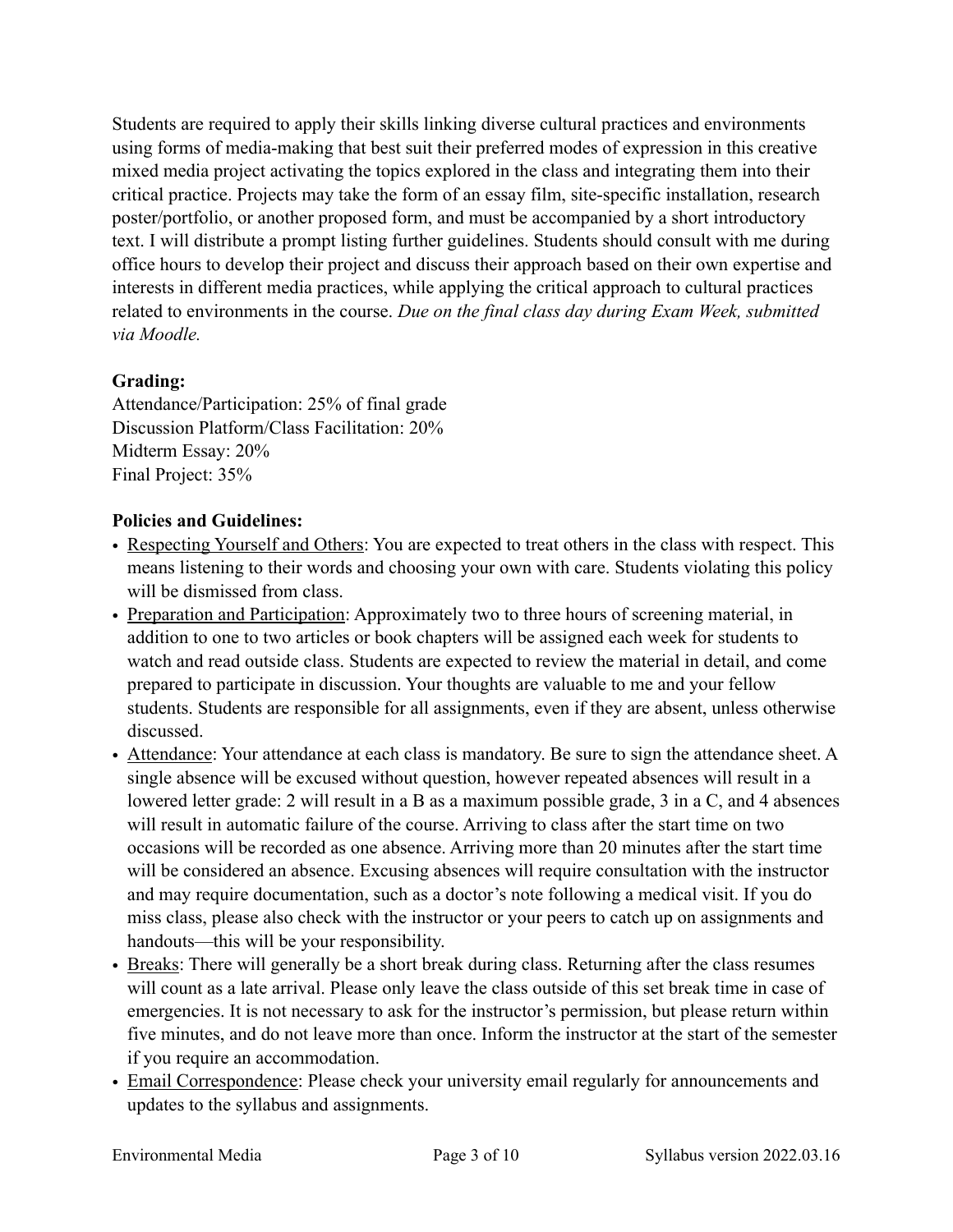Students are required to apply their skills linking diverse cultural practices and environments using forms of media-making that best suit their preferred modes of expression in this creative mixed media project activating the topics explored in the class and integrating them into their critical practice. Projects may take the form of an essay film, site-specific installation, research poster/portfolio, or another proposed form, and must be accompanied by a short introductory text. I will distribute a prompt listing further guidelines. Students should consult with me during office hours to develop their project and discuss their approach based on their own expertise and interests in different media practices, while applying the critical approach to cultural practices related to environments in the course. *Due on the final class day during Exam Week, submitted via Moodle.*

**Grading:**

Attendance/Participation: 25% of final grade
Discussion Platform/Class Facilitation: 20%
Midterm Essay: 20%
Final Project: 35%

**Policies and Guidelines:**

- Respecting Yourself and Others: You are expected to treat others in the class with respect. This means listening to their words and choosing your own with care. Students violating this policy will be dismissed from class.
- Preparation and Participation: Approximately two to three hours of screening material, in addition to one to two articles or book chapters will be assigned each week for students to watch and read outside class. Students are expected to review the material in detail, and come prepared to participate in discussion. Your thoughts are valuable to me and your fellow students. Students are responsible for all assignments, even if they are absent, unless otherwise discussed.
- Attendance: Your attendance at each class is mandatory. Be sure to sign the attendance sheet. A single absence will be excused without question, however repeated absences will result in a lowered letter grade: 2 will result in a B as a maximum possible grade, 3 in a C, and 4 absences will result in automatic failure of the course. Arriving to class after the start time on two occasions will be recorded as one absence. Arriving more than 20 minutes after the start time will be considered an absence. Excusing absences will require consultation with the instructor and may require documentation, such as a doctor's note following a medical visit. If you do miss class, please also check with the instructor or your peers to catch up on assignments and handouts—this will be your responsibility.
- Breaks: There will generally be a short break during class. Returning after the class resumes will count as a late arrival. Please only leave the class outside of this set break time in case of emergencies. It is not necessary to ask for the instructor's permission, but please return within five minutes, and do not leave more than once. Inform the instructor at the start of the semester if you require an accommodation.
- Email Correspondence: Please check your university email regularly for announcements and updates to the syllabus and assignments.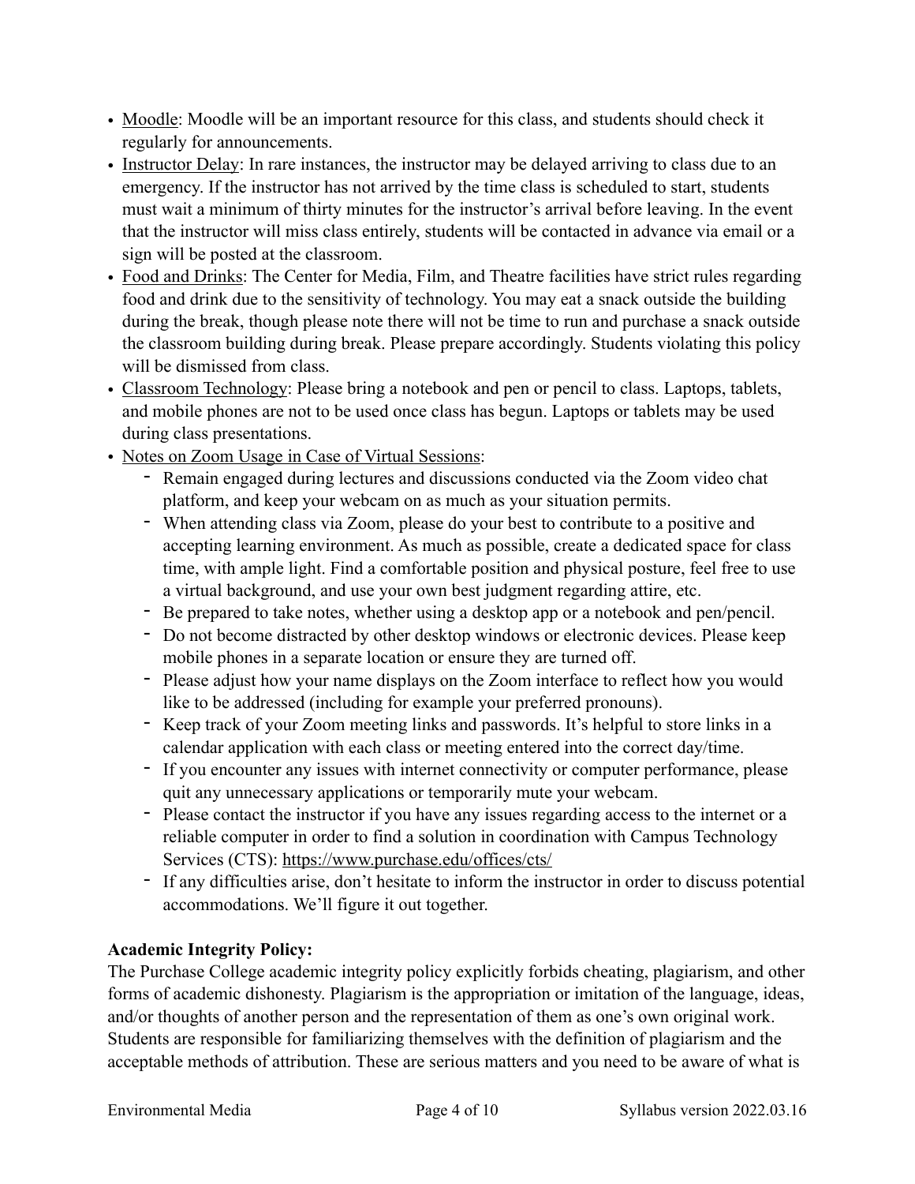- Moodle: Moodle will be an important resource for this class, and students should check it regularly for announcements.
- Instructor Delay: In rare instances, the instructor may be delayed arriving to class due to an emergency. If the instructor has not arrived by the time class is scheduled to start, students must wait a minimum of thirty minutes for the instructor's arrival before leaving. In the event that the instructor will miss class entirely, students will be contacted in advance via email or a sign will be posted at the classroom.
- Food and Drinks: The Center for Media, Film, and Theatre facilities have strict rules regarding food and drink due to the sensitivity of technology. You may eat a snack outside the building during the break, though please note there will not be time to run and purchase a snack outside the classroom building during break. Please prepare accordingly. Students violating this policy will be dismissed from class.
- Classroom Technology: Please bring a notebook and pen or pencil to class. Laptops, tablets, and mobile phones are not to be used once class has begun. Laptops or tablets may be used during class presentations.
- Notes on Zoom Usage in Case of Virtual Sessions:
  - Remain engaged during lectures and discussions conducted via the Zoom video chat platform, and keep your webcam on as much as your situation permits.
  - When attending class via Zoom, please do your best to contribute to a positive and accepting learning environment. As much as possible, create a dedicated space for class time, with ample light. Find a comfortable position and physical posture, feel free to use a virtual background, and use your own best judgment regarding attire, etc.
  - Be prepared to take notes, whether using a desktop app or a notebook and pen/pencil.
  - Do not become distracted by other desktop windows or electronic devices. Please keep mobile phones in a separate location or ensure they are turned off.
  - Please adjust how your name displays on the Zoom interface to reflect how you would like to be addressed (including for example your preferred pronouns).
  - Keep track of your Zoom meeting links and passwords. It's helpful to store links in a calendar application with each class or meeting entered into the correct day/time.
  - If you encounter any issues with internet connectivity or computer performance, please quit any unnecessary applications or temporarily mute your webcam.
  - Please contact the instructor if you have any issues regarding access to the internet or a reliable computer in order to find a solution in coordination with Campus Technology Services (CTS): https://www.purchase.edu/offices/cts/
  - If any difficulties arise, don't hesitate to inform the instructor in order to discuss potential accommodations. We'll figure it out together.

**Academic Integrity Policy:**

The Purchase College academic integrity policy explicitly forbids cheating, plagiarism, and other forms of academic dishonesty. Plagiarism is the appropriation or imitation of the language, ideas, and/or thoughts of another person and the representation of them as one's own original work. Students are responsible for familiarizing themselves with the definition of plagiarism and the acceptable methods of attribution. These are serious matters and you need to be aware of what is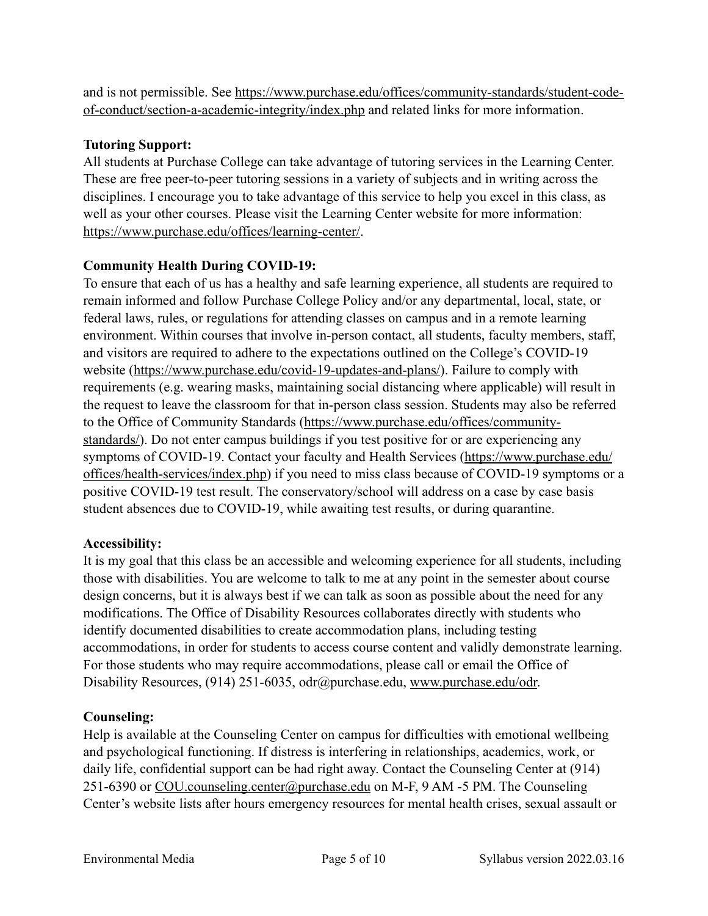and is not permissible. See https://www.purchase.edu/offices/community-standards/student-code-of-conduct/section-a-academic-integrity/index.php and related links for more information.

**Tutoring Support:**

All students at Purchase College can take advantage of tutoring services in the Learning Center. These are free peer-to-peer tutoring sessions in a variety of subjects and in writing across the disciplines. I encourage you to take advantage of this service to help you excel in this class, as well as your other courses. Please visit the Learning Center website for more information: https://www.purchase.edu/offices/learning-center/.

**Community Health During COVID-19:**

To ensure that each of us has a healthy and safe learning experience, all students are required to remain informed and follow Purchase College Policy and/or any departmental, local, state, or federal laws, rules, or regulations for attending classes on campus and in a remote learning environment. Within courses that involve in-person contact, all students, faculty members, staff, and visitors are required to adhere to the expectations outlined on the College's COVID-19 website (https://www.purchase.edu/covid-19-updates-and-plans/). Failure to comply with requirements (e.g. wearing masks, maintaining social distancing where applicable) will result in the request to leave the classroom for that in-person class session. Students may also be referred to the Office of Community Standards (https://www.purchase.edu/offices/community-standards/). Do not enter campus buildings if you test positive for or are experiencing any symptoms of COVID-19. Contact your faculty and Health Services (https://www.purchase.edu/offices/health-services/index.php) if you need to miss class because of COVID-19 symptoms or a positive COVID-19 test result. The conservatory/school will address on a case by case basis student absences due to COVID-19, while awaiting test results, or during quarantine.

**Accessibility:**

It is my goal that this class be an accessible and welcoming experience for all students, including those with disabilities. You are welcome to talk to me at any point in the semester about course design concerns, but it is always best if we can talk as soon as possible about the need for any modifications. The Office of Disability Resources collaborates directly with students who identify documented disabilities to create accommodation plans, including testing accommodations, in order for students to access course content and validly demonstrate learning. For those students who may require accommodations, please call or email the Office of Disability Resources, (914) 251-6035, odr@purchase.edu, www.purchase.edu/odr.

**Counseling:**

Help is available at the Counseling Center on campus for difficulties with emotional wellbeing and psychological functioning. If distress is interfering in relationships, academics, work, or daily life, confidential support can be had right away. Contact the Counseling Center at (914) 251-6390 or COU.counseling.center@purchase.edu on M-F, 9 AM -5 PM. The Counseling Center's website lists after hours emergency resources for mental health crises, sexual assault or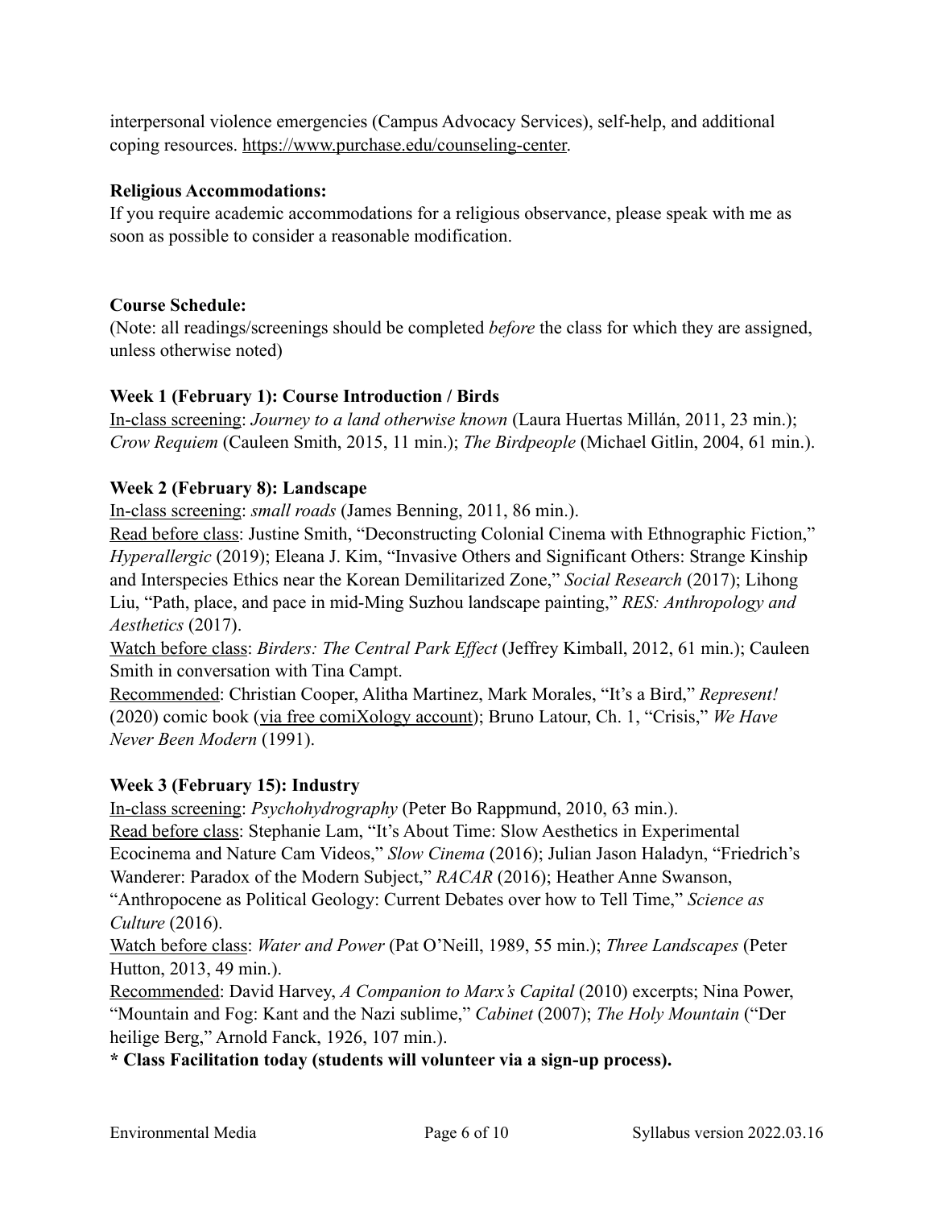interpersonal violence emergencies (Campus Advocacy Services), self-help, and additional coping resources. https://www.purchase.edu/counseling-center.

**Religious Accommodations:**
If you require academic accommodations for a religious observance, please speak with me as soon as possible to consider a reasonable modification.

**Course Schedule:**
(Note: all readings/screenings should be completed *before* the class for which they are assigned, unless otherwise noted)

**Week 1 (February 1): Course Introduction / Birds**
In-class screening: *Journey to a land otherwise known* (Laura Huertas Millán, 2011, 23 min.); *Crow Requiem* (Cauleen Smith, 2015, 11 min.); *The Birdpeople* (Michael Gitlin, 2004, 61 min.).

**Week 2 (February 8): Landscape**
In-class screening: *small roads* (James Benning, 2011, 86 min.).
Read before class: Justine Smith, "Deconstructing Colonial Cinema with Ethnographic Fiction," *Hyperallergic* (2019); Eleana J. Kim, "Invasive Others and Significant Others: Strange Kinship and Interspecies Ethics near the Korean Demilitarized Zone," *Social Research* (2017); Lihong Liu, "Path, place, and pace in mid-Ming Suzhou landscape painting," *RES: Anthropology and Aesthetics* (2017).
Watch before class: *Birders: The Central Park Effect* (Jeffrey Kimball, 2012, 61 min.); Cauleen Smith in conversation with Tina Campt.
Recommended: Christian Cooper, Alitha Martinez, Mark Morales, "It's a Bird," *Represent!* (2020) comic book (via free comiXology account); Bruno Latour, Ch. 1, "Crisis," *We Have Never Been Modern* (1991).

**Week 3 (February 15): Industry**
In-class screening: *Psychohydrography* (Peter Bo Rappmund, 2010, 63 min.).
Read before class: Stephanie Lam, "It's About Time: Slow Aesthetics in Experimental Ecocinema and Nature Cam Videos," *Slow Cinema* (2016); Julian Jason Haladyn, "Friedrich's Wanderer: Paradox of the Modern Subject," *RACAR* (2016); Heather Anne Swanson, "Anthropocene as Political Geology: Current Debates over how to Tell Time," *Science as Culture* (2016).
Watch before class: *Water and Power* (Pat O'Neill, 1989, 55 min.); *Three Landscapes* (Peter Hutton, 2013, 49 min.).
Recommended: David Harvey, *A Companion to Marx's Capital* (2010) excerpts; Nina Power, "Mountain and Fog: Kant and the Nazi sublime," *Cabinet* (2007); *The Holy Mountain* ("Der heilige Berg," Arnold Fanck, 1926, 107 min.).
**\* Class Facilitation today (students will volunteer via a sign-up process).**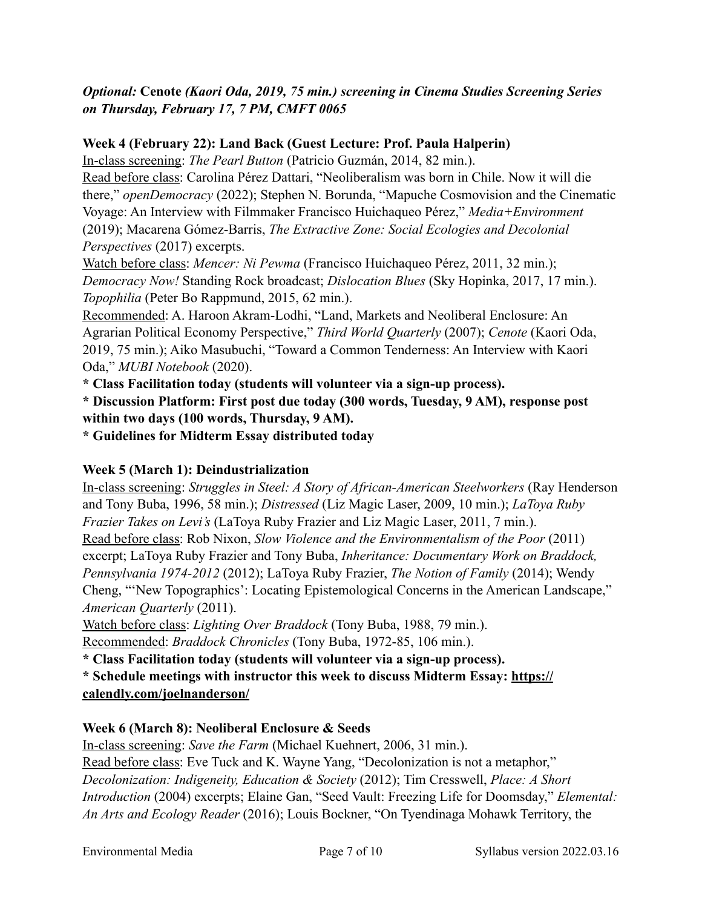***Optional:* Cenote *(Kaori Oda, 2019, 75 min.) screening in Cinema Studies Screening Series on Thursday, February 17, 7 PM, CMFT 0065***

**Week 4 (February 22): Land Back (Guest Lecture: Prof. Paula Halperin)**

<u>In-class screening</u>: *The Pearl Button* (Patricio Guzmán, 2014, 82 min.).

<u>Read before class</u>: Carolina Pérez Dattari, "Neoliberalism was born in Chile. Now it will die there," *openDemocracy* (2022); Stephen N. Borunda, "Mapuche Cosmovision and the Cinematic Voyage: An Interview with Filmmaker Francisco Huichaqueo Pérez," *Media+Environment* (2019); Macarena Gómez-Barris, *The Extractive Zone: Social Ecologies and Decolonial Perspectives* (2017) excerpts.

<u>Watch before class</u>: *Mencer: Ni Pewma* (Francisco Huichaqueo Pérez, 2011, 32 min.); *Democracy Now!* Standing Rock broadcast; *Dislocation Blues* (Sky Hopinka, 2017, 17 min.). *Topophilia* (Peter Bo Rappmund, 2015, 62 min.).

<u>Recommended</u>: A. Haroon Akram-Lodhi, "Land, Markets and Neoliberal Enclosure: An Agrarian Political Economy Perspective," *Third World Quarterly* (2007); *Cenote* (Kaori Oda, 2019, 75 min.); Aiko Masubuchi, "Toward a Common Tenderness: An Interview with Kaori Oda," *MUBI Notebook* (2020).

**\* Class Facilitation today (students will volunteer via a sign-up process).**

**\* Discussion Platform: First post due today (300 words, Tuesday, 9 AM), response post within two days (100 words, Thursday, 9 AM).**

**\* Guidelines for Midterm Essay distributed today**

**Week 5 (March 1): Deindustrialization**

<u>In-class screening</u>: *Struggles in Steel: A Story of African-American Steelworkers* (Ray Henderson and Tony Buba, 1996, 58 min.); *Distressed* (Liz Magic Laser, 2009, 10 min.); *LaToya Ruby Frazier Takes on Levi's* (LaToya Ruby Frazier and Liz Magic Laser, 2011, 7 min.).

<u>Read before class</u>: Rob Nixon, *Slow Violence and the Environmentalism of the Poor* (2011) excerpt; LaToya Ruby Frazier and Tony Buba, *Inheritance: Documentary Work on Braddock, Pennsylvania 1974-2012* (2012); LaToya Ruby Frazier, *The Notion of Family* (2014); Wendy Cheng, "'New Topographics': Locating Epistemological Concerns in the American Landscape," *American Quarterly* (2011).

<u>Watch before class</u>: *Lighting Over Braddock* (Tony Buba, 1988, 79 min.).

<u>Recommended</u>: *Braddock Chronicles* (Tony Buba, 1972-85, 106 min.).

**\* Class Facilitation today (students will volunteer via a sign-up process).**

**\* Schedule meetings with instructor this week to discuss Midterm Essay: https://calendly.com/joelnanderson/**

**Week 6 (March 8): Neoliberal Enclosure & Seeds**

<u>In-class screening</u>: *Save the Farm* (Michael Kuehnert, 2006, 31 min.).

<u>Read before class</u>: Eve Tuck and K. Wayne Yang, "Decolonization is not a metaphor," *Decolonization: Indigeneity, Education & Society* (2012); Tim Cresswell, *Place: A Short Introduction* (2004) excerpts; Elaine Gan, "Seed Vault: Freezing Life for Doomsday," *Elemental: An Arts and Ecology Reader* (2016); Louis Bockner, "On Tyendinaga Mohawk Territory, the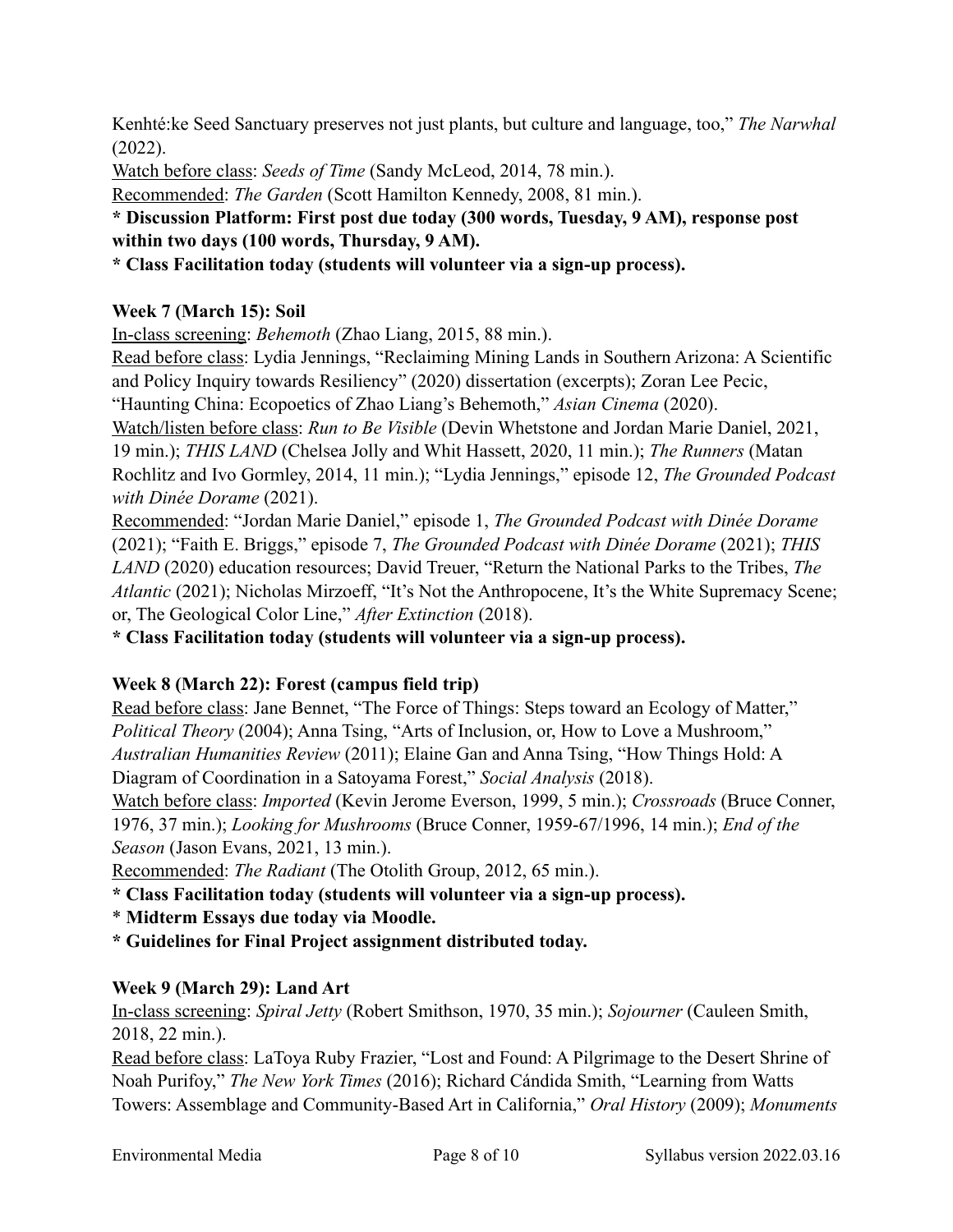Kenhté:ke Seed Sanctuary preserves not just plants, but culture and language, too," *The Narwhal* (2022).

Watch before class: *Seeds of Time* (Sandy McLeod, 2014, 78 min.).

Recommended: *The Garden* (Scott Hamilton Kennedy, 2008, 81 min.).

**\* Discussion Platform: First post due today (300 words, Tuesday, 9 AM), response post within two days (100 words, Thursday, 9 AM).**

**\* Class Facilitation today (students will volunteer via a sign-up process).**

**Week 7 (March 15): Soil**

In-class screening: *Behemoth* (Zhao Liang, 2015, 88 min.).

Read before class: Lydia Jennings, "Reclaiming Mining Lands in Southern Arizona: A Scientific and Policy Inquiry towards Resiliency" (2020) dissertation (excerpts); Zoran Lee Pecic, "Haunting China: Ecopoetics of Zhao Liang's Behemoth," *Asian Cinema* (2020).

Watch/listen before class: *Run to Be Visible* (Devin Whetstone and Jordan Marie Daniel, 2021, 19 min.); *THIS LAND* (Chelsea Jolly and Whit Hassett, 2020, 11 min.); *The Runners* (Matan Rochlitz and Ivo Gormley, 2014, 11 min.); "Lydia Jennings," episode 12, *The Grounded Podcast with Dinée Dorame* (2021).

Recommended: "Jordan Marie Daniel," episode 1, *The Grounded Podcast with Dinée Dorame* (2021); "Faith E. Briggs," episode 7, *The Grounded Podcast with Dinée Dorame* (2021); *THIS LAND* (2020) education resources; David Treuer, "Return the National Parks to the Tribes, *The Atlantic* (2021); Nicholas Mirzoeff, "It's Not the Anthropocene, It's the White Supremacy Scene; or, The Geological Color Line," *After Extinction* (2018).

**\* Class Facilitation today (students will volunteer via a sign-up process).**

**Week 8 (March 22): Forest (campus field trip)**

Read before class: Jane Bennet, "The Force of Things: Steps toward an Ecology of Matter," *Political Theory* (2004); Anna Tsing, "Arts of Inclusion, or, How to Love a Mushroom," *Australian Humanities Review* (2011); Elaine Gan and Anna Tsing, "How Things Hold: A Diagram of Coordination in a Satoyama Forest," *Social Analysis* (2018).

Watch before class: *Imported* (Kevin Jerome Everson, 1999, 5 min.); *Crossroads* (Bruce Conner, 1976, 37 min.); *Looking for Mushrooms* (Bruce Conner, 1959-67/1996, 14 min.); *End of the Season* (Jason Evans, 2021, 13 min.).

Recommended: *The Radiant* (The Otolith Group, 2012, 65 min.).

**\* Class Facilitation today (students will volunteer via a sign-up process).**

**\* Midterm Essays due today via Moodle.**

**\* Guidelines for Final Project assignment distributed today.**

**Week 9 (March 29): Land Art**

In-class screening: *Spiral Jetty* (Robert Smithson, 1970, 35 min.); *Sojourner* (Cauleen Smith, 2018, 22 min.).

Read before class: LaToya Ruby Frazier, "Lost and Found: A Pilgrimage to the Desert Shrine of Noah Purifoy," *The New York Times* (2016); Richard Cándida Smith, "Learning from Watts Towers: Assemblage and Community-Based Art in California," *Oral History* (2009); *Monuments*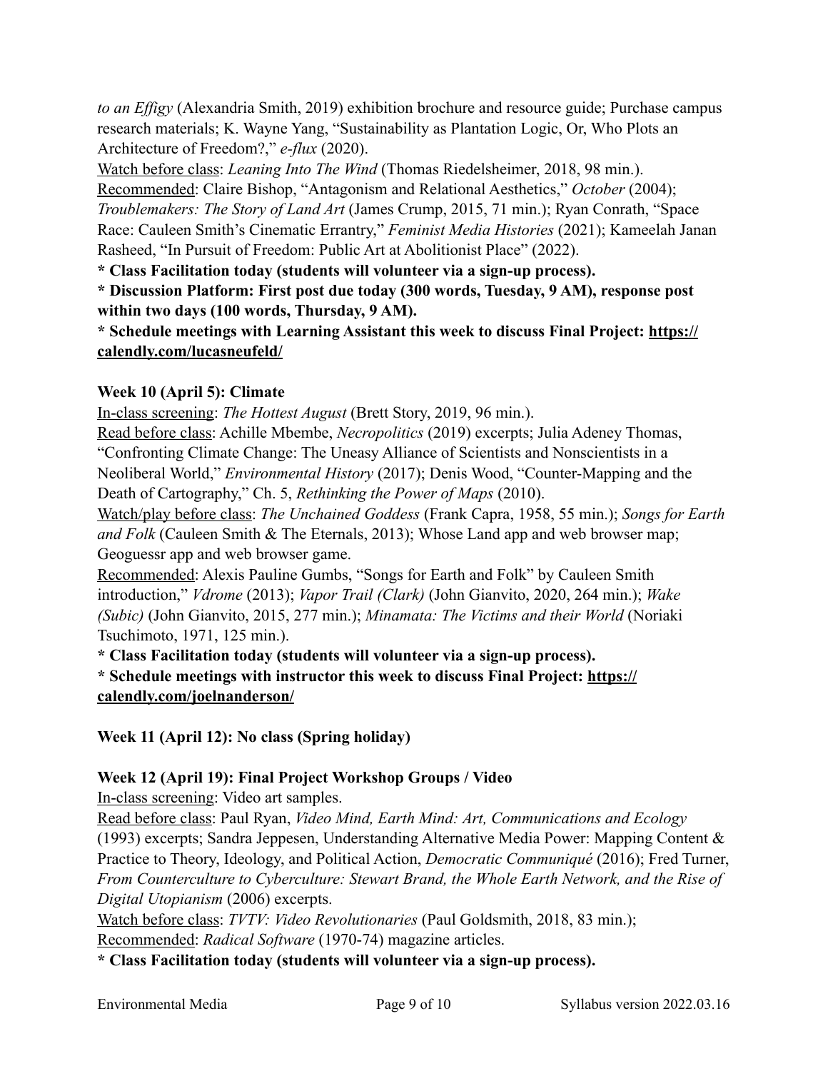*to an Effigy* (Alexandria Smith, 2019) exhibition brochure and resource guide; Purchase campus research materials; K. Wayne Yang, "Sustainability as Plantation Logic, Or, Who Plots an Architecture of Freedom?," *e-flux* (2020).

Watch before class: *Leaning Into The Wind* (Thomas Riedelsheimer, 2018, 98 min.).

Recommended: Claire Bishop, "Antagonism and Relational Aesthetics," *October* (2004); *Troublemakers: The Story of Land Art* (James Crump, 2015, 71 min.); Ryan Conrath, "Space Race: Cauleen Smith's Cinematic Errantry," *Feminist Media Histories* (2021); Kameelah Janan Rasheed, "In Pursuit of Freedom: Public Art at Abolitionist Place" (2022).

**\* Class Facilitation today (students will volunteer via a sign-up process).**

**\* Discussion Platform: First post due today (300 words, Tuesday, 9 AM), response post within two days (100 words, Thursday, 9 AM).**

**\* Schedule meetings with Learning Assistant this week to discuss Final Project: https://calendly.com/lucasneufeld/**

**Week 10 (April 5): Climate**

In-class screening: *The Hottest August* (Brett Story, 2019, 96 min.).

Read before class: Achille Mbembe, *Necropolitics* (2019) excerpts; Julia Adeney Thomas, "Confronting Climate Change: The Uneasy Alliance of Scientists and Nonscientists in a Neoliberal World," *Environmental History* (2017); Denis Wood, "Counter-Mapping and the Death of Cartography," Ch. 5, *Rethinking the Power of Maps* (2010).

Watch/play before class: *The Unchained Goddess* (Frank Capra, 1958, 55 min.); *Songs for Earth and Folk* (Cauleen Smith & The Eternals, 2013); Whose Land app and web browser map; Geoguessr app and web browser game.

Recommended: Alexis Pauline Gumbs, "Songs for Earth and Folk" by Cauleen Smith introduction," *Vdrome* (2013); *Vapor Trail (Clark)* (John Gianvito, 2020, 264 min.); *Wake (Subic)* (John Gianvito, 2015, 277 min.); *Minamata: The Victims and their World* (Noriaki Tsuchimoto, 1971, 125 min.).

**\* Class Facilitation today (students will volunteer via a sign-up process).**

**\* Schedule meetings with instructor this week to discuss Final Project: https://calendly.com/joelnanderson/**

**Week 11 (April 12): No class (Spring holiday)**

**Week 12 (April 19): Final Project Workshop Groups / Video**

In-class screening: Video art samples.

Read before class: Paul Ryan, *Video Mind, Earth Mind: Art, Communications and Ecology* (1993) excerpts; Sandra Jeppesen, Understanding Alternative Media Power: Mapping Content & Practice to Theory, Ideology, and Political Action, *Democratic Communiqué* (2016); Fred Turner, *From Counterculture to Cyberculture: Stewart Brand, the Whole Earth Network, and the Rise of Digital Utopianism* (2006) excerpts.

Watch before class: *TVTV: Video Revolutionaries* (Paul Goldsmith, 2018, 83 min.);

Recommended: *Radical Software* (1970-74) magazine articles.

**\* Class Facilitation today (students will volunteer via a sign-up process).**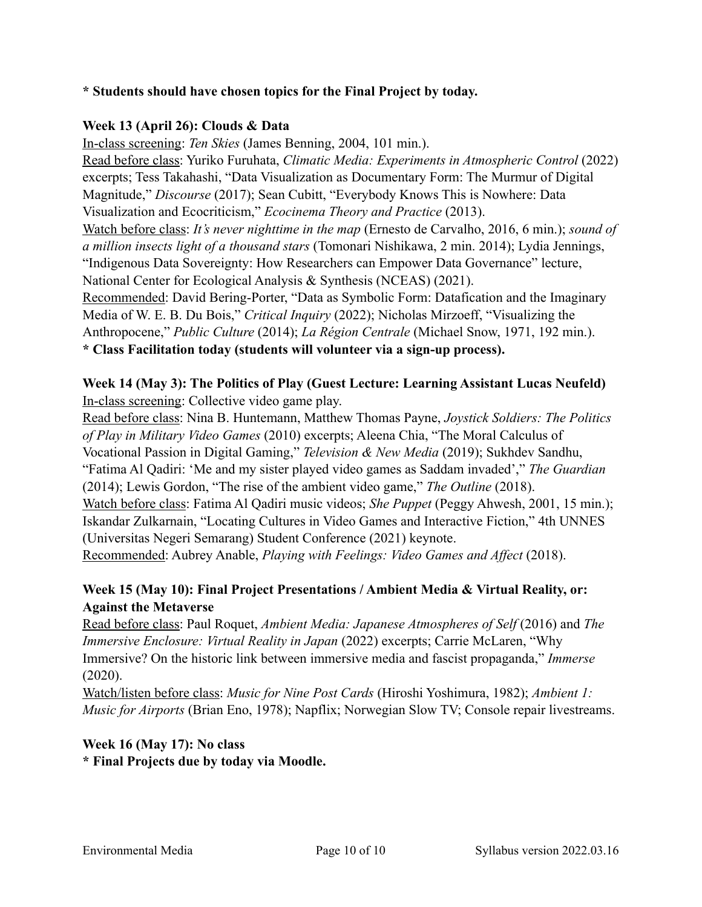**\* Students should have chosen topics for the Final Project by today.**

**Week 13 (April 26): Clouds & Data**

<u>In-class screening</u>: *Ten Skies* (James Benning, 2004, 101 min.).

<u>Read before class</u>: Yuriko Furuhata, *Climatic Media: Experiments in Atmospheric Control* (2022) excerpts; Tess Takahashi, "Data Visualization as Documentary Form: The Murmur of Digital Magnitude," *Discourse* (2017); Sean Cubitt, "Everybody Knows This is Nowhere: Data Visualization and Ecocriticism," *Ecocinema Theory and Practice* (2013).

<u>Watch before class</u>: *It's never nighttime in the map* (Ernesto de Carvalho, 2016, 6 min.); *sound of a million insects light of a thousand stars* (Tomonari Nishikawa, 2 min. 2014); Lydia Jennings, "Indigenous Data Sovereignty: How Researchers can Empower Data Governance" lecture, National Center for Ecological Analysis & Synthesis (NCEAS) (2021).

<u>Recommended</u>: David Bering-Porter, "Data as Symbolic Form: Datafication and the Imaginary Media of W. E. B. Du Bois," *Critical Inquiry* (2022); Nicholas Mirzoeff, "Visualizing the Anthropocene," *Public Culture* (2014); *La Région Centrale* (Michael Snow, 1971, 192 min.).

**\* Class Facilitation today (students will volunteer via a sign-up process).**

**Week 14 (May 3): The Politics of Play (Guest Lecture: Learning Assistant Lucas Neufeld)**

<u>In-class screening</u>: Collective video game play.

<u>Read before class</u>: Nina B. Huntemann, Matthew Thomas Payne, *Joystick Soldiers: The Politics of Play in Military Video Games* (2010) excerpts; Aleena Chia, "The Moral Calculus of Vocational Passion in Digital Gaming," *Television & New Media* (2019); Sukhdev Sandhu, "Fatima Al Qadiri: 'Me and my sister played video games as Saddam invaded'," *The Guardian* (2014); Lewis Gordon, "The rise of the ambient video game," *The Outline* (2018).

<u>Watch before class</u>: Fatima Al Qadiri music videos; *She Puppet* (Peggy Ahwesh, 2001, 15 min.); Iskandar Zulkarnain, "Locating Cultures in Video Games and Interactive Fiction," 4th UNNES (Universitas Negeri Semarang) Student Conference (2021) keynote.

<u>Recommended</u>: Aubrey Anable, *Playing with Feelings: Video Games and Affect* (2018).

**Week 15 (May 10): Final Project Presentations / Ambient Media & Virtual Reality, or: Against the Metaverse**

<u>Read before class</u>: Paul Roquet, *Ambient Media: Japanese Atmospheres of Self* (2016) and *The Immersive Enclosure: Virtual Reality in Japan* (2022) excerpts; Carrie McLaren, "Why Immersive? On the historic link between immersive media and fascist propaganda," *Immerse* (2020).

<u>Watch/listen before class</u>: *Music for Nine Post Cards* (Hiroshi Yoshimura, 1982); *Ambient 1: Music for Airports* (Brian Eno, 1978); Napflix; Norwegian Slow TV; Console repair livestreams.

**Week 16 (May 17): No class**

**\* Final Projects due by today via Moodle.**